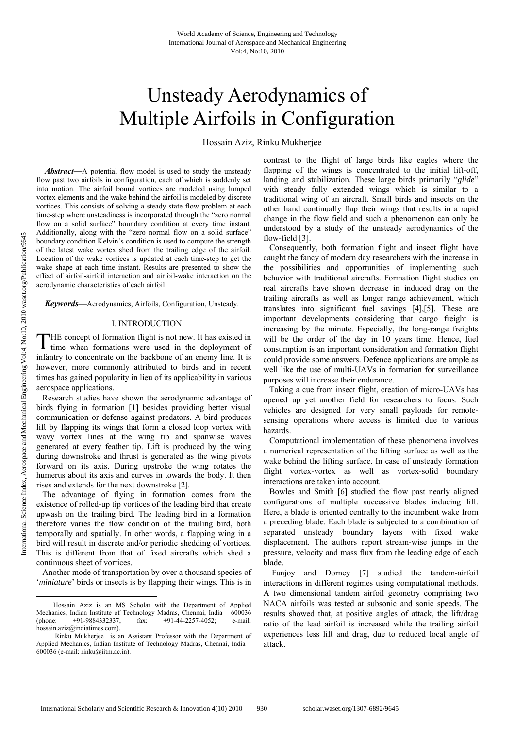# Unsteady Aerodynamics of Multiple Airfoils in Configuration

Hossain Aziz, Rinku Mukherjee

***Abstract*—**A potential flow model is used to study the unsteady flow past two airfoils in configuration, each of which is suddenly set into motion. The airfoil bound vortices are modeled using lumped vortex elements and the wake behind the airfoil is modeled by discrete vortices. This consists of solving a steady state flow problem at each time-step where unsteadiness is incorporated through the "zero normal flow on a solid surface" boundary condition at every time instant. Additionally, along with the "zero normal flow on a solid surface" boundary condition Kelvin's condition is used to compute the strength of the latest wake vortex shed from the trailing edge of the airfoil. Location of the wake vortices is updated at each time-step to get the wake shape at each time instant. Results are presented to show the effect of airfoil-airfoil interaction and airfoil-wake interaction on the aerodynamic characteristics of each airfoil.

***Keywords*—**Aerodynamics, Airfoils, Configuration, Unsteady.

## I. INTRODUCTION

THE concept of formation flight is not new. It has existed in time when formations were used in the deployment of infantry to concentrate on the backbone of an enemy line. It is however, more commonly attributed to birds and in recent times has gained popularity in lieu of its applicability in various aerospace applications.

Research studies have shown the aerodynamic advantage of birds flying in formation [1] besides providing better visual communication or defense against predators. A bird produces lift by flapping its wings that form a closed loop vortex with wavy vortex lines at the wing tip and spanwise waves generated at every feather tip. Lift is produced by the wing during downstroke and thrust is generated as the wing pivots forward on its axis. During upstroke the wing rotates the humerus about its axis and curves in towards the body. It then rises and extends for the next downstroke [2].

The advantage of flying in formation comes from the existence of rolled-up tip vortices of the leading bird that create upwash on the trailing bird. The leading bird in a formation therefore varies the flow condition of the trailing bird, both temporally and spatially. In other words, a flapping wing in a bird will result in discrete and/or periodic shedding of vortices. This is different from that of fixed aircrafts which shed a continuous sheet of vortices.

Another mode of transportation by over a thousand species of '*miniature*' birds or insects is by flapping their wings. This is in contrast to the flight of large birds like eagles where the flapping of the wings is concentrated to the initial lift-off, landing and stabilization. These large birds primarily "*glide*" with steady fully extended wings which is similar to a traditional wing of an aircraft. Small birds and insects on the other hand continually flap their wings that results in a rapid change in the flow field and such a phenomenon can only be understood by a study of the unsteady aerodynamics of the flow-field [3].

Consequently, both formation flight and insect flight have caught the fancy of modern day researchers with the increase in the possibilities and opportunities of implementing such behavior with traditional aircrafts. Formation flight studies on real aircrafts have shown decrease in induced drag on the trailing aircrafts as well as longer range achievement, which translates into significant fuel savings [4],[5]. These are important developments considering that cargo freight is increasing by the minute. Especially, the long-range freights will be the order of the day in 10 years time. Hence, fuel consumption is an important consideration and formation flight could provide some answers. Defence applications are ample as well like the use of multi-UAVs in formation for surveillance purposes will increase their endurance.

Taking a cue from insect flight, creation of micro-UAVs has opened up yet another field for researchers to focus. Such vehicles are designed for very small payloads for remote-sensing operations where access is limited due to various hazards.

Computational implementation of these phenomena involves a numerical representation of the lifting surface as well as the wake behind the lifting surface. In case of unsteady formation flight vortex-vortex as well as vortex-solid boundary interactions are taken into account.

Bowles and Smith [6] studied the flow past nearly aligned configurations of multiple successive blades inducing lift. Here, a blade is oriented centrally to the incumbent wake from a preceding blade. Each blade is subjected to a combination of separated unsteady boundary layers with fixed wake displacement. The authors report stream-wise jumps in the pressure, velocity and mass flux from the leading edge of each blade.

Fanjoy and Dorney [7] studied the tandem-airfoil interactions in different regimes using computational methods. A two dimensional tandem airfoil geometry comprising two NACA airfoils was tested at subsonic and sonic speeds. The results showed that, at positive angles of attack, the lift/drag ratio of the lead airfoil is increased while the trailing airfoil experiences less lift and drag, due to reduced local angle of attack.

Hossain Aziz is an MS Scholar with the Department of Applied Mechanics, Indian Institute of Technology Madras, Chennai, India – 600036 (phone: +91-9884332337; fax: +91-44-2257-4052; e-mail: hossain.aziz@indiatimes.com).

Rinku Mukherjee is an Assistant Professor with the Department of Applied Mechanics, Indian Institute of Technology Madras, Chennai, India – 600036 (e-mail: rinku@iitm.ac.in).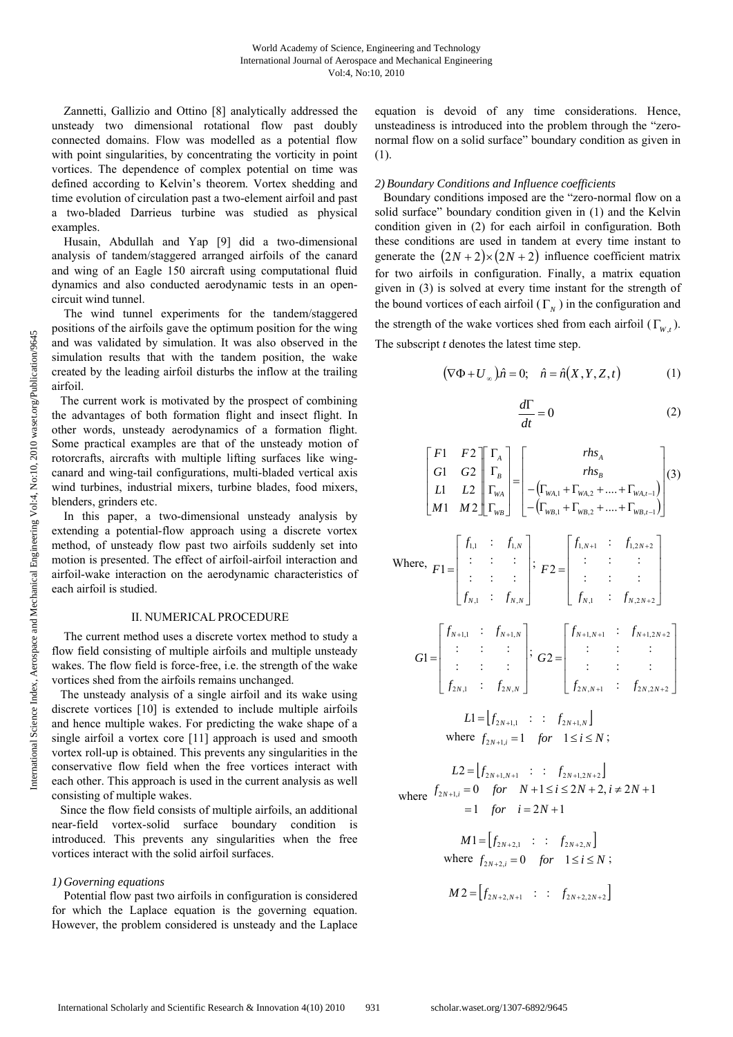Zannetti, Gallizio and Ottino [8] analytically addressed the unsteady two dimensional rotational flow past doubly connected domains. Flow was modelled as a potential flow with point singularities, by concentrating the vorticity in point vortices. The dependence of complex potential on time was defined according to Kelvin's theorem. Vortex shedding and time evolution of circulation past a two-element airfoil and past a two-bladed Darrieus turbine was studied as physical examples.

Husain, Abdullah and Yap [9] did a two-dimensional analysis of tandem/staggered arranged airfoils of the canard and wing of an Eagle 150 aircraft using computational fluid dynamics and also conducted aerodynamic tests in an open-circuit wind tunnel.

The wind tunnel experiments for the tandem/staggered positions of the airfoils gave the optimum position for the wing and was validated by simulation. It was also observed in the simulation results that with the tandem position, the wake created by the leading airfoil disturbs the inflow at the trailing airfoil.

The current work is motivated by the prospect of combining the advantages of both formation flight and insect flight. In other words, unsteady aerodynamics of a formation flight. Some practical examples are that of the unsteady motion of rotorcrafts, aircrafts with multiple lifting surfaces like wing-canard and wing-tail configurations, multi-bladed vertical axis wind turbines, industrial mixers, turbine blades, food mixers, blenders, grinders etc.

In this paper, a two-dimensional unsteady analysis by extending a potential-flow approach using a discrete vortex method, of unsteady flow past two airfoils suddenly set into motion is presented. The effect of airfoil-airfoil interaction and airfoil-wake interaction on the aerodynamic characteristics of each airfoil is studied.

## II. NUMERICAL PROCEDURE

The current method uses a discrete vortex method to study a flow field consisting of multiple airfoils and multiple unsteady wakes. The flow field is force-free, i.e. the strength of the wake vortices shed from the airfoils remains unchanged.

The unsteady analysis of a single airfoil and its wake using discrete vortices [10] is extended to include multiple airfoils and hence multiple wakes. For predicting the wake shape of a single airfoil a vortex core [11] approach is used and smooth vortex roll-up is obtained. This prevents any singularities in the conservative flow field when the free vortices interact with each other. This approach is used in the current analysis as well consisting of multiple wakes.

Since the flow field consists of multiple airfoils, an additional near-field vortex-solid surface boundary condition is introduced. This prevents any singularities when the free vortices interact with the solid airfoil surfaces.

### *1) Governing equations*

Potential flow past two airfoils in configuration is considered for which the Laplace equation is the governing equation. However, the problem considered is unsteady and the Laplace equation is devoid of any time considerations. Hence, unsteadiness is introduced into the problem through the "zero-normal flow on a solid surface" boundary condition as given in (1).

### *2) Boundary Conditions and Influence coefficients*

Boundary conditions imposed are the "zero-normal flow on a solid surface" boundary condition given in (1) and the Kelvin condition given in (2) for each airfoil in configuration. Both these conditions are used in tandem at every time instant to generate the $(2N+2)\times(2N+2)$ influence coefficient matrix for two airfoils in configuration. Finally, a matrix equation given in (3) is solved at every time instant for the strength of the bound vortices of each airfoil ($\Gamma_N$) in the configuration and the strength of the wake vortices shed from each airfoil ($\Gamma_{W,t}$). The subscript *t* denotes the latest time step.

$$\left(\nabla\Phi + U_\infty\right).\hat{n} = 0; \quad \hat{n} = \hat{n}(X,Y,Z,t) \tag{1}$$

$$\frac{d\Gamma}{dt} = 0 \tag{2}$$

$$\begin{bmatrix} F1 & F2 \\ G1 & G2 \\ L1 & L2 \\ M1 & M2 \end{bmatrix} \begin{bmatrix} \Gamma_A \\ \Gamma_B \\ \Gamma_{WA} \\ \Gamma_{WB} \end{bmatrix} = \begin{bmatrix} rhs_A \\ rhs_B \\ -\left(\Gamma_{WA,1} + \Gamma_{WA,2} + .... + \Gamma_{WA,t-1}\right) \\ -\left(\Gamma_{WB,1} + \Gamma_{WB,2} + .... + \Gamma_{WB,t-1}\right) \end{bmatrix} \tag{3}$$

Where, $F1 = \begin{bmatrix} f_{1,1} & : & f_{1,N} \\ : & : & : \\ : & : & : \\ f_{N,1} & : & f_{N,N} \end{bmatrix}$; $F2 = \begin{bmatrix} f_{1,N+1} & : & f_{1,2N+2} \\ : & : & : \\ : & : & : \\ f_{N,1} & : & f_{N,2N+2} \end{bmatrix}$

$$G1 = \begin{bmatrix} f_{N+1,1} & : & f_{N+1,N} \\ : & : & : \\ : & : & : \\ f_{2N,1} & : & f_{2N,N} \end{bmatrix}; \quad G2 = \begin{bmatrix} f_{N+1,N+1} & : & f_{N+1,2N+2} \\ : & : & : \\ : & : & : \\ f_{2N,N+1} & : & f_{2N,2N+2} \end{bmatrix}$$

$$L1 = \begin{bmatrix} f_{2N+1,1} & : & : & f_{2N+1,N} \end{bmatrix}$$

where $f_{2N+1,i} = 1 \quad for \quad 1 \le i \le N$;

$$L2 = \begin{bmatrix} f_{2N+1,N+1} & : & : & f_{2N+1,2N+2} \end{bmatrix}$$

where $f_{2N+1,i} = 0 \quad for \quad N+1 \le i \le 2N+2, i \ne 2N+1$
$\qquad\qquad = 1 \quad for \quad i = 2N+1$

$$M1 = \begin{bmatrix} f_{2N+2,1} & : & : & f_{2N+2,N} \end{bmatrix}$$

where $f_{2N+2,i} = 0 \quad for \quad 1 \le i \le N$;

$$M2 = \begin{bmatrix} f_{2N+2,N+1} & : & : & f_{2N+2,2N+2} \end{bmatrix}$$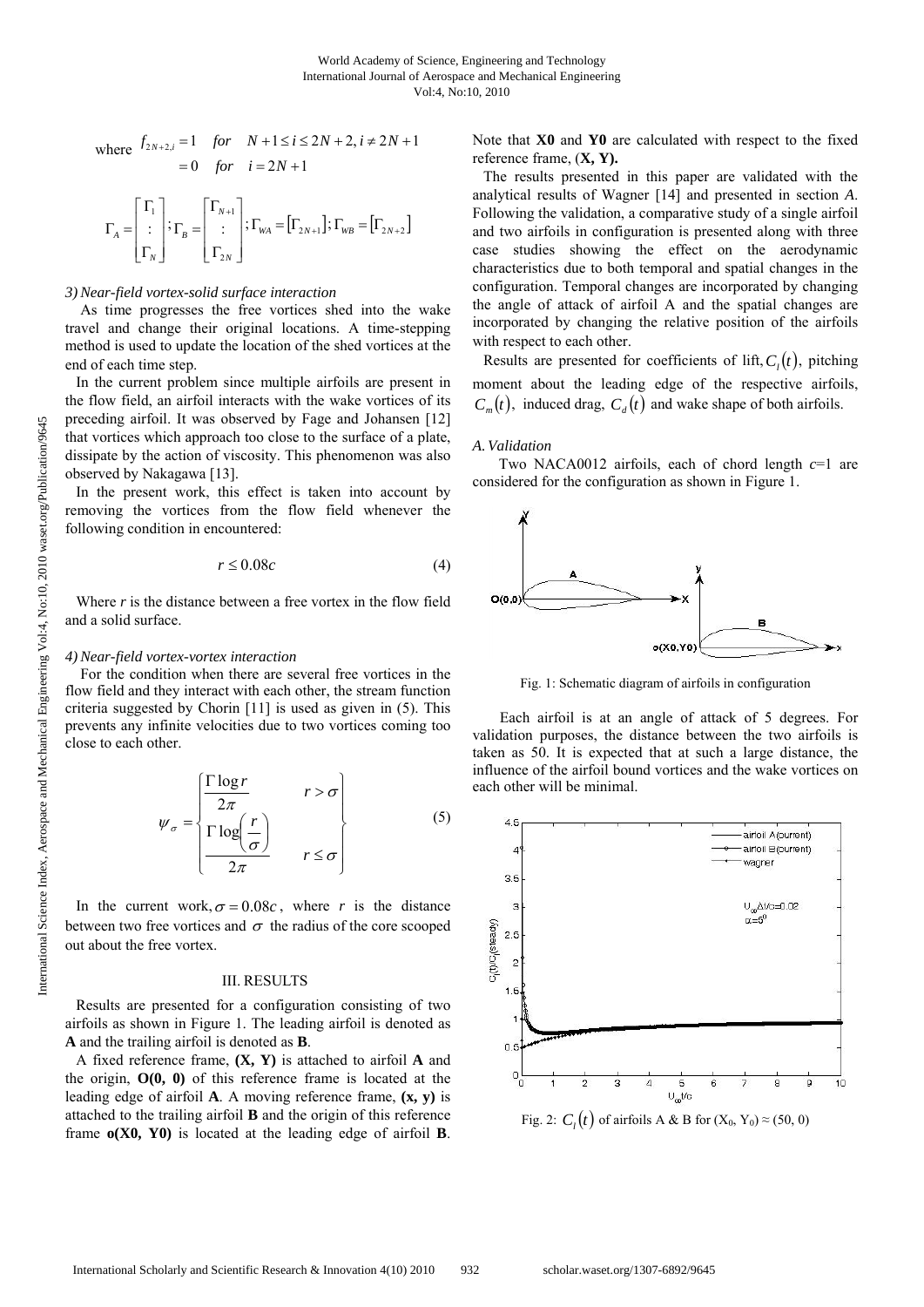where $f_{2N+2,i} = 1 \quad for \quad N+1 \le i \le 2N+2, i \ne 2N+1$
$\quad\quad = 0 \quad for \quad i = 2N+1$

$$\Gamma_A = \begin{bmatrix} \Gamma_1 \\ : \\ \Gamma_N \end{bmatrix}; \Gamma_B = \begin{bmatrix} \Gamma_{N+1} \\ : \\ \Gamma_{2N} \end{bmatrix}; \Gamma_{WA} = [\Gamma_{2N+1}]; \Gamma_{WB} = [\Gamma_{2N+2}]$$

*3) Near-field vortex-solid surface interaction*

As time progresses the free vortices shed into the wake travel and change their original locations. A time-stepping method is used to update the location of the shed vortices at the end of each time step.

In the current problem since multiple airfoils are present in the flow field, an airfoil interacts with the wake vortices of its preceding airfoil. It was observed by Fage and Johansen [12] that vortices which approach too close to the surface of a plate, dissipate by the action of viscosity. This phenomenon was also observed by Nakagawa [13].

In the present work, this effect is taken into account by removing the vortices from the flow field whenever the following condition in encountered:

$$r \le 0.08c \tag{4}$$

Where $r$ is the distance between a free vortex in the flow field and a solid surface.

*4) Near-field vortex-vortex interaction*

For the condition when there are several free vortices in the flow field and they interact with each other, the stream function criteria suggested by Chorin [11] is used as given in (5). This prevents any infinite velocities due to two vortices coming too close to each other.

$$\psi_\sigma = \begin{cases} \dfrac{\Gamma \log r}{2\pi} & r > \sigma \\ \dfrac{\Gamma \log\left(\dfrac{r}{\sigma}\right)}{2\pi} & r \le \sigma \end{cases} \tag{5}$$

In the current work, $\sigma = 0.08c$, where $r$ is the distance between two free vortices and $\sigma$ the radius of the core scooped out about the free vortex.

## III. Results

Results are presented for a configuration consisting of two airfoils as shown in Figure 1. The leading airfoil is denoted as **A** and the trailing airfoil is denoted as **B**.

A fixed reference frame, **(X, Y)** is attached to airfoil **A** and the origin, **O(0, 0)** of this reference frame is located at the leading edge of airfoil **A**. A moving reference frame, **(x, y)** is attached to the trailing airfoil **B** and the origin of this reference frame **o(X0, Y0)** is located at the leading edge of airfoil **B**. Note that **X0** and **Y0** are calculated with respect to the fixed reference frame, (**X, Y).**

The results presented in this paper are validated with the analytical results of Wagner [14] and presented in section *A*. Following the validation, a comparative study of a single airfoil and two airfoils in configuration is presented along with three case studies showing the effect on the aerodynamic characteristics due to both temporal and spatial changes in the configuration. Temporal changes are incorporated by changing the angle of attack of airfoil A and the spatial changes are incorporated by changing the relative position of the airfoils with respect to each other.

Results are presented for coefficients of lift, $C_l(t)$, pitching moment about the leading edge of the respective airfoils, $C_m(t)$, induced drag, $C_d(t)$ and wake shape of both airfoils.

### *A. Validation*

Two NACA0012 airfoils, each of chord length $c$=1 are considered for the configuration as shown in Figure 1.

Fig. 1: Schematic diagram of airfoils in configuration

Each airfoil is at an angle of attack of 5 degrees. For validation purposes, the distance between the two airfoils is taken as 50. It is expected that at such a large distance, the influence of the airfoil bound vortices and the wake vortices on each other will be minimal.

Fig. 2: $C_l(t)$ of airfoils A & B for $(X_0, Y_0) \approx (50, 0)$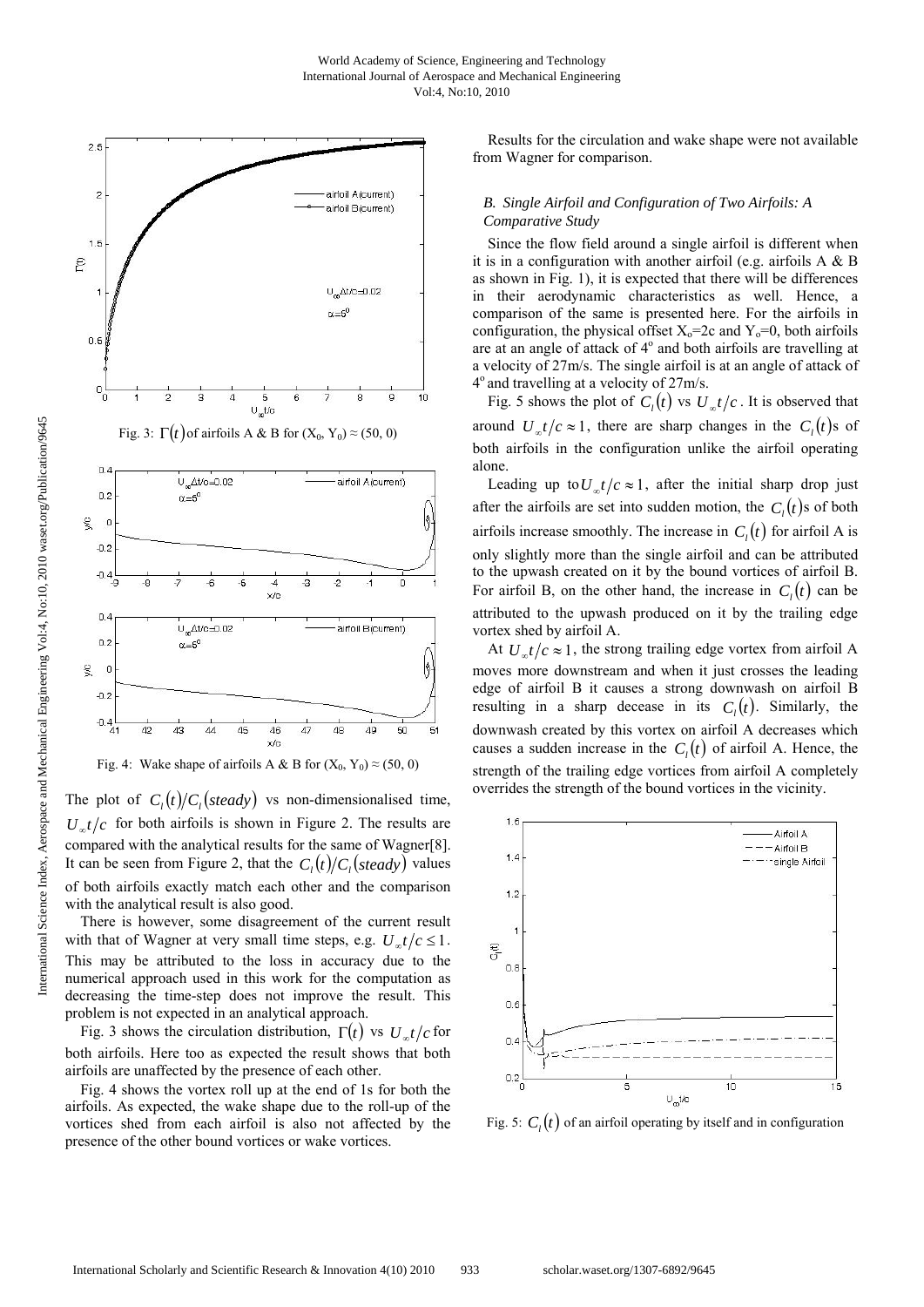Fig. 3: $\Gamma(t)$ of airfoils A & B for $(X_0, Y_0) \approx (50, 0)$

Fig. 4: Wake shape of airfoils A & B for $(X_0, Y_0) \approx (50, 0)$

The plot of $C_l(t)/C_l(steady)$ vs non-dimensionalised time, $U_\infty t/c$ for both airfoils is shown in Figure 2. The results are compared with the analytical results for the same of Wagner[8]. It can be seen from Figure 2, that the $C_l(t)/C_l(steady)$ values of both airfoils exactly match each other and the comparison with the analytical result is also good.

There is however, some disagreement of the current result with that of Wagner at very small time steps, e.g. $U_\infty t/c \leq 1$. This may be attributed to the loss in accuracy due to the numerical approach used in this work for the computation as decreasing the time-step does not improve the result. This problem is not expected in an analytical approach.

Fig. 3 shows the circulation distribution, $\Gamma(t)$ vs $U_\infty t/c$ for both airfoils. Here too as expected the result shows that both airfoils are unaffected by the presence of each other.

Fig. 4 shows the vortex roll up at the end of 1s for both the airfoils. As expected, the wake shape due to the roll-up of the vortices shed from each airfoil is also not affected by the presence of the other bound vortices or wake vortices.

Results for the circulation and wake shape were not available from Wagner for comparison.

### B. Single Airfoil and Configuration of Two Airfoils: A Comparative Study

Since the flow field around a single airfoil is different when it is in a configuration with another airfoil (e.g. airfoils A & B as shown in Fig. 1), it is expected that there will be differences in their aerodynamic characteristics as well. Hence, a comparison of the same is presented here. For the airfoils in configuration, the physical offset $X_o$=2c and $Y_o$=0, both airfoils are at an angle of attack of $4^o$ and both airfoils are travelling at a velocity of 27m/s. The single airfoil is at an angle of attack of $4^o$ and travelling at a velocity of 27m/s.

Fig. 5 shows the plot of $C_l(t)$ vs $U_\infty t/c$. It is observed that around $U_\infty t/c \approx 1$, there are sharp changes in the $C_l(t)$s of both airfoils in the configuration unlike the airfoil operating alone.

Leading up to $U_\infty t/c \approx 1$, after the initial sharp drop just after the airfoils are set into sudden motion, the $C_l(t)$s of both airfoils increase smoothly. The increase in $C_l(t)$ for airfoil A is only slightly more than the single airfoil and can be attributed to the upwash created on it by the bound vortices of airfoil B. For airfoil B, on the other hand, the increase in $C_l(t)$ can be attributed to the upwash produced on it by the trailing edge vortex shed by airfoil A.

At $U_\infty t/c \approx 1$, the strong trailing edge vortex from airfoil A moves more downstream and when it just crosses the leading edge of airfoil B it causes a strong downwash on airfoil B resulting in a sharp decease in its $C_l(t)$. Similarly, the downwash created by this vortex on airfoil A decreases which causes a sudden increase in the $C_l(t)$ of airfoil A. Hence, the strength of the trailing edge vortices from airfoil A completely overrides the strength of the bound vortices in the vicinity.

Fig. 5: $C_l(t)$ of an airfoil operating by itself and in configuration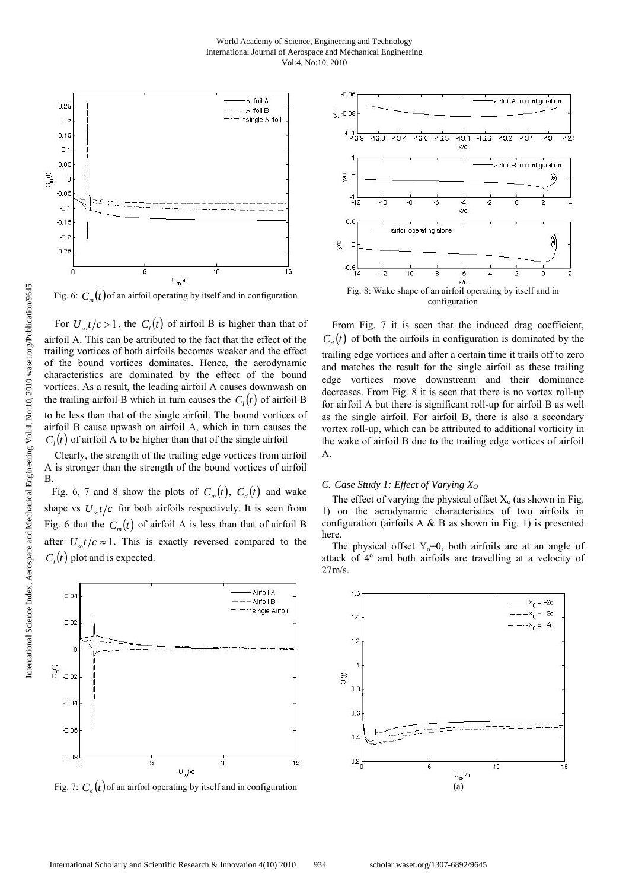Fig. 6: $C_m(t)$ of an airfoil operating by itself and in configuration

For $U_\infty t/c > 1$, the $C_l(t)$ of airfoil B is higher than that of airfoil A. This can be attributed to the fact that the effect of the trailing vortices of both airfoils becomes weaker and the effect of the bound vortices dominates. Hence, the aerodynamic characteristics are dominated by the effect of the bound vortices. As a result, the leading airfoil A causes downwash on the trailing airfoil B which in turn causes the $C_l(t)$ of airfoil B to be less than that of the single airfoil. The bound vortices of airfoil B cause upwash on airfoil A, which in turn causes the $C_l(t)$ of airfoil A to be higher than that of the single airfoil

Clearly, the strength of the trailing edge vortices from airfoil A is stronger than the strength of the bound vortices of airfoil B.

Fig. 6, 7 and 8 show the plots of $C_m(t)$, $C_d(t)$ and wake shape vs $U_\infty t/c$ for both airfoils respectively. It is seen from Fig. 6 that the $C_m(t)$ of airfoil A is less than that of airfoil B after $U_\infty t/c \approx 1$. This is exactly reversed compared to the $C_l(t)$ plot and is expected.

Fig. 7: $C_d(t)$ of an airfoil operating by itself and in configuration

Fig. 8: Wake shape of an airfoil operating by itself and in configuration

From Fig. 7 it is seen that the induced drag coefficient, $C_d(t)$ of both the airfoils in configuration is dominated by the trailing edge vortices and after a certain time it trails off to zero and matches the result for the single airfoil as these trailing edge vortices move downstream and their dominance decreases. From Fig. 8 it is seen that there is no vortex roll-up for airfoil A but there is significant roll-up for airfoil B as well as the single airfoil. For airfoil B, there is also a secondary vortex roll-up, which can be attributed to additional vorticity in the wake of airfoil B due to the trailing edge vortices of airfoil A.

### C. Case Study 1: Effect of Varying $X_O$

The effect of varying the physical offset $X_o$ (as shown in Fig. 1) on the aerodynamic characteristics of two airfoils in configuration (airfoils A & B as shown in Fig. 1) is presented here.

The physical offset $Y_o$=0, both airfoils are at an angle of attack of 4º and both airfoils are travelling at a velocity of 27m/s.

(a)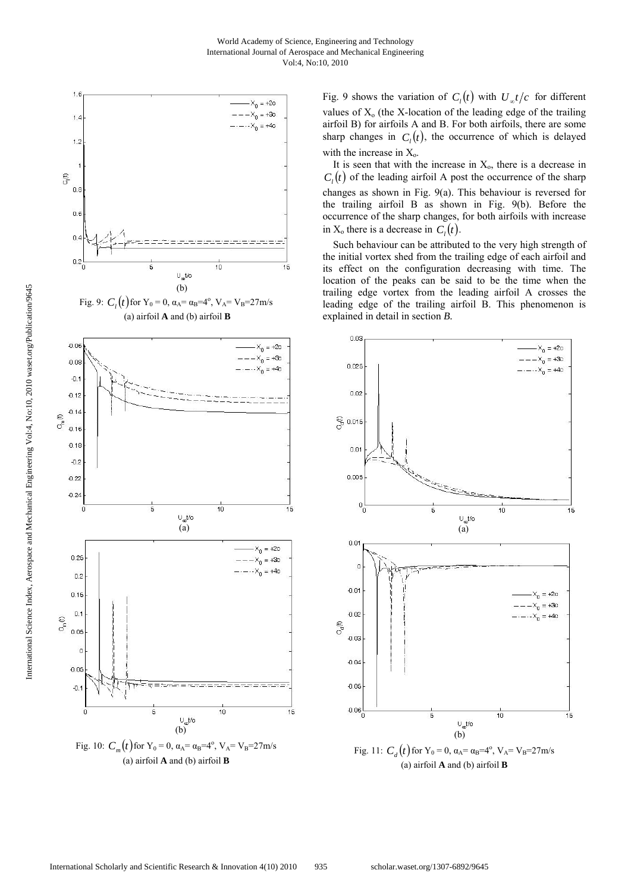Fig. 9: $C_l(t)$ for $Y_0 = 0$, $\alpha_A = \alpha_B = 4^o$, $V_A = V_B = 27$m/s
(a) airfoil **A** and (b) airfoil **B**

Fig. 9 shows the variation of $C_l(t)$ with $U_\infty t/c$ for different values of $X_o$ (the X-location of the leading edge of the trailing airfoil B) for airfoils A and B. For both airfoils, there are some sharp changes in $C_l(t)$, the occurrence of which is delayed with the increase in $X_o$.

It is seen that with the increase in $X_o$, there is a decrease in $C_l(t)$ of the leading airfoil A post the occurrence of the sharp changes as shown in Fig. 9(a). This behaviour is reversed for the trailing airfoil B as shown in Fig. 9(b). Before the occurrence of the sharp changes, for both airfoils with increase in $X_o$ there is a decrease in $C_l(t)$.

Such behaviour can be attributed to the very high strength of the initial vortex shed from the trailing edge of each airfoil and its effect on the configuration decreasing with time. The location of the peaks can be said to be the time when the trailing edge vortex from the leading airfoil A crosses the leading edge of the trailing airfoil B. This phenomenon is explained in detail in section *B.*

Fig. 10: $C_m(t)$ for $Y_0 = 0$, $\alpha_A = \alpha_B = 4^o$, $V_A = V_B = 27$m/s
(a) airfoil **A** and (b) airfoil **B**

Fig. 11: $C_d(t)$ for $Y_0 = 0$, $\alpha_A = \alpha_B = 4^o$, $V_A = V_B = 27$m/s
(a) airfoil **A** and (b) airfoil **B**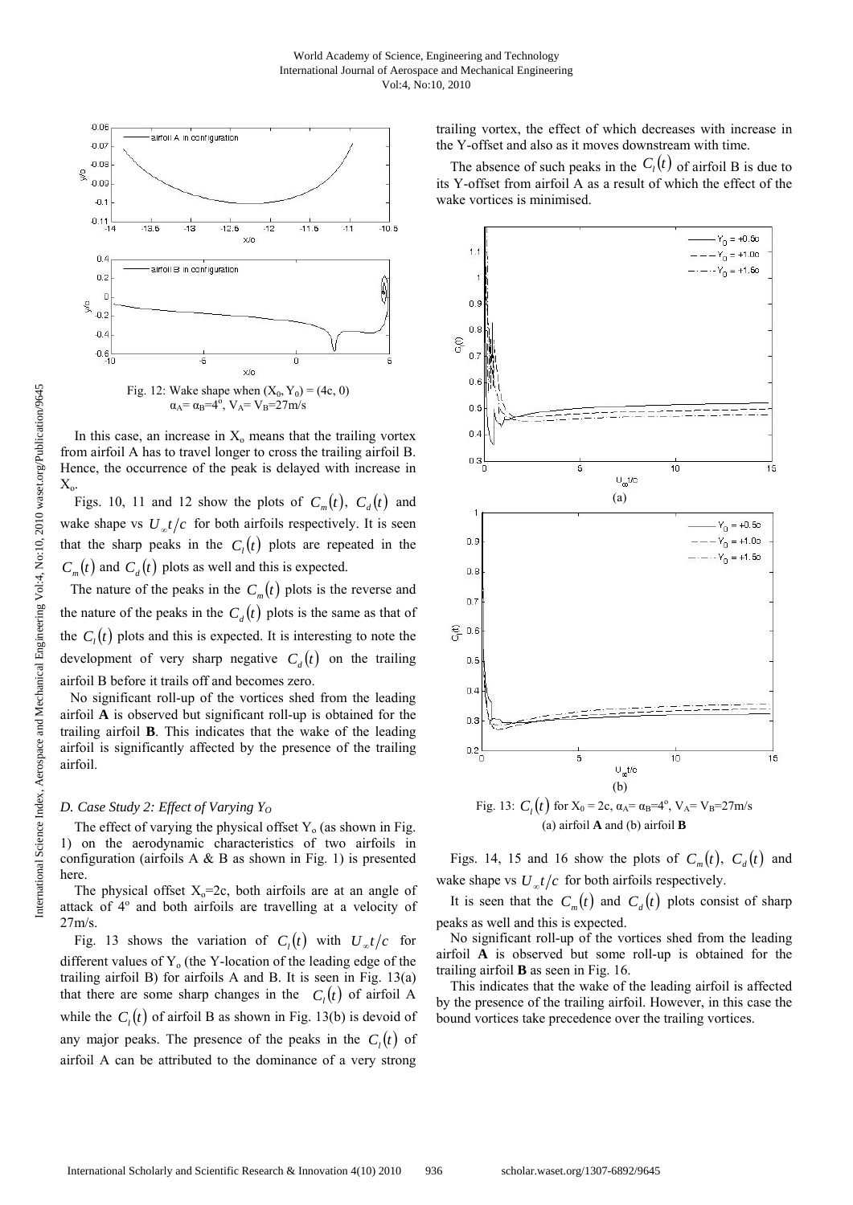Fig. 12: Wake shape when $(X_0, Y_0) = (4c, 0)$ $\alpha_A = \alpha_B = 4^o$, $V_A = V_B = 27$m/s

In this case, an increase in $X_o$ means that the trailing vortex from airfoil A has to travel longer to cross the trailing airfoil B. Hence, the occurrence of the peak is delayed with increase in $X_o$.

Figs. 10, 11 and 12 show the plots of $C_m(t)$, $C_d(t)$ and wake shape vs $U_\infty t/c$ for both airfoils respectively. It is seen that the sharp peaks in the $C_l(t)$ plots are repeated in the $C_m(t)$ and $C_d(t)$ plots as well and this is expected.

The nature of the peaks in the $C_m(t)$ plots is the reverse and the nature of the peaks in the $C_d(t)$ plots is the same as that of the $C_l(t)$ plots and this is expected. It is interesting to note the development of very sharp negative $C_d(t)$ on the trailing airfoil B before it trails off and becomes zero.

No significant roll-up of the vortices shed from the leading airfoil **A** is observed but significant roll-up is obtained for the trailing airfoil **B**. This indicates that the wake of the leading airfoil is significantly affected by the presence of the trailing airfoil.

### *D. Case Study 2: Effect of Varying $Y_O$*

The effect of varying the physical offset $Y_o$ (as shown in Fig. 1) on the aerodynamic characteristics of two airfoils in configuration (airfoils A & B as shown in Fig. 1) is presented here.

The physical offset $X_o$=2c, both airfoils are at an angle of attack of 4º and both airfoils are travelling at a velocity of 27m/s.

Fig. 13 shows the variation of $C_l(t)$ with $U_\infty t/c$ for different values of $Y_o$ (the Y-location of the leading edge of the trailing airfoil B) for airfoils A and B. It is seen in Fig. 13(a) that there are some sharp changes in the $C_l(t)$ of airfoil A while the $C_l(t)$ of airfoil B as shown in Fig. 13(b) is devoid of any major peaks. The presence of the peaks in the $C_l(t)$ of airfoil A can be attributed to the dominance of a very strong trailing vortex, the effect of which decreases with increase in the Y-offset and also as it moves downstream with time.

The absence of such peaks in the $C_l(t)$ of airfoil B is due to its Y-offset from airfoil A as a result of which the effect of the wake vortices is minimised.

Fig. 13: $C_l(t)$ for $X_0 = 2c$, $\alpha_A = \alpha_B = 4^o$, $V_A = V_B = 27$m/s (a) airfoil **A** and (b) airfoil **B**

Figs. 14, 15 and 16 show the plots of $C_m(t)$, $C_d(t)$ and wake shape vs $U_\infty t/c$ for both airfoils respectively.

It is seen that the $C_m(t)$ and $C_d(t)$ plots consist of sharp peaks as well and this is expected.

No significant roll-up of the vortices shed from the leading airfoil **A** is observed but some roll-up is obtained for the trailing airfoil **B** as seen in Fig. 16.

This indicates that the wake of the leading airfoil is affected by the presence of the trailing airfoil. However, in this case the bound vortices take precedence over the trailing vortices.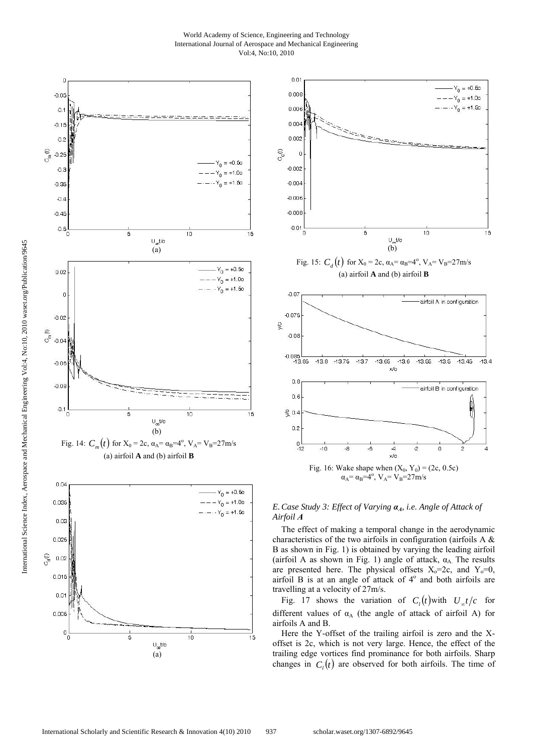(a)

(b)

Fig. 14: $C_m(t)$ for $X_0 = 2c$, $\alpha_A = \alpha_B = 4^o$, $V_A = V_B = 27$m/s
(a) airfoil **A** and (b) airfoil **B**

(a)

(b)

Fig. 15: $C_d(t)$ for $X_0 = 2c$, $\alpha_A = \alpha_B = 4^o$, $V_A = V_B = 27$m/s
(a) airfoil **A** and (b) airfoil **B**

Fig. 16: Wake shape when $(X_0, Y_0) = (2c, 0.5c)$
$\alpha_A = \alpha_B = 4^o$, $V_A = V_B = 27$m/s

### *E. Case Study 3: Effect of Varying $\alpha_A$, i.e. Angle of Attack of Airfoil A*

The effect of making a temporal change in the aerodynamic characteristics of the two airfoils in configuration (airfoils A & B as shown in Fig. 1) is obtained by varying the leading airfoil (airfoil A as shown in Fig. 1) angle of attack, $\alpha_A$. The results are presented here. The physical offsets $X_o$=2c, and $Y_o$=0, airfoil B is at an angle of attack of 4° and both airfoils are travelling at a velocity of 27m/s.

Fig. 17 shows the variation of $C_l(t)$with $U_\infty t/c$ for different values of $\alpha_A$ (the angle of attack of airfoil A) for airfoils A and B.

Here the Y-offset of the trailing airfoil is zero and the X-offset is 2c, which is not very large. Hence, the effect of the trailing edge vortices find prominance for both airfoils. Sharp changes in $C_l(t)$ are observed for both airfoils. The time of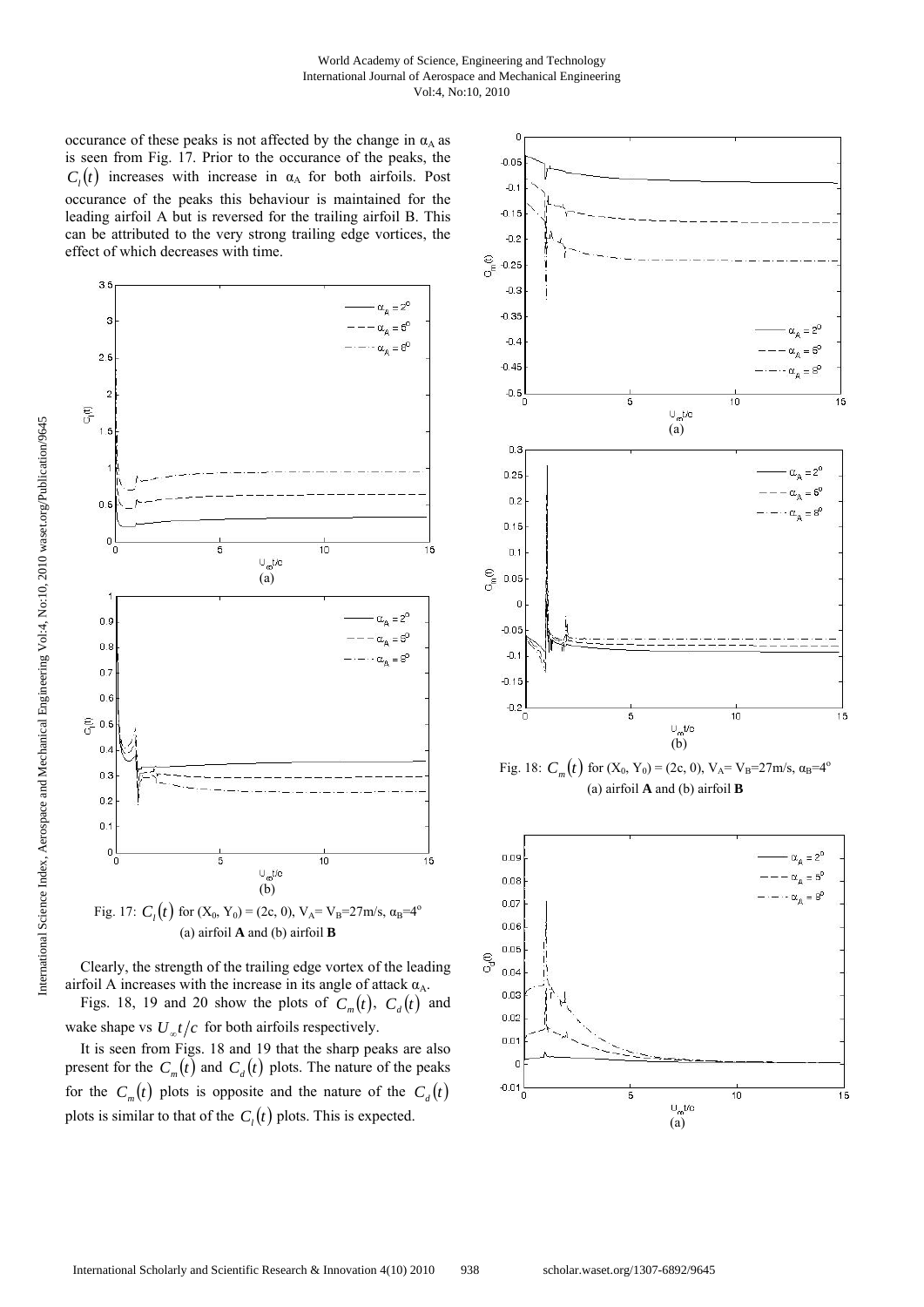occurance of these peaks is not affected by the change in $\alpha_A$ as is seen from Fig. 17. Prior to the occurance of the peaks, the $C_l(t)$ increases with increase in $\alpha_A$ for both airfoils. Post occurance of the peaks this behaviour is maintained for the leading airfoil A but is reversed for the trailing airfoil B. This can be attributed to the very strong trailing edge vortices, the effect of which decreases with time.

Fig. 17: $C_l(t)$ for $(X_0, Y_0) = (2c, 0)$, $V_A= V_B=27$m/s, $\alpha_B=4^o$ (a) airfoil **A** and (b) airfoil **B**

Clearly, the strength of the trailing edge vortex of the leading airfoil A increases with the increase in its angle of attack $\alpha_A$.

Figs. 18, 19 and 20 show the plots of $C_m(t)$, $C_d(t)$ and wake shape vs $U_\infty t/c$ for both airfoils respectively.

It is seen from Figs. 18 and 19 that the sharp peaks are also present for the $C_m(t)$ and $C_d(t)$ plots. The nature of the peaks for the $C_m(t)$ plots is opposite and the nature of the $C_d(t)$ plots is similar to that of the $C_l(t)$ plots. This is expected.

Fig. 18: $C_m(t)$ for $(X_0, Y_0) = (2c, 0)$, $V_A= V_B=27$m/s, $\alpha_B=4^o$ (a) airfoil **A** and (b) airfoil **B**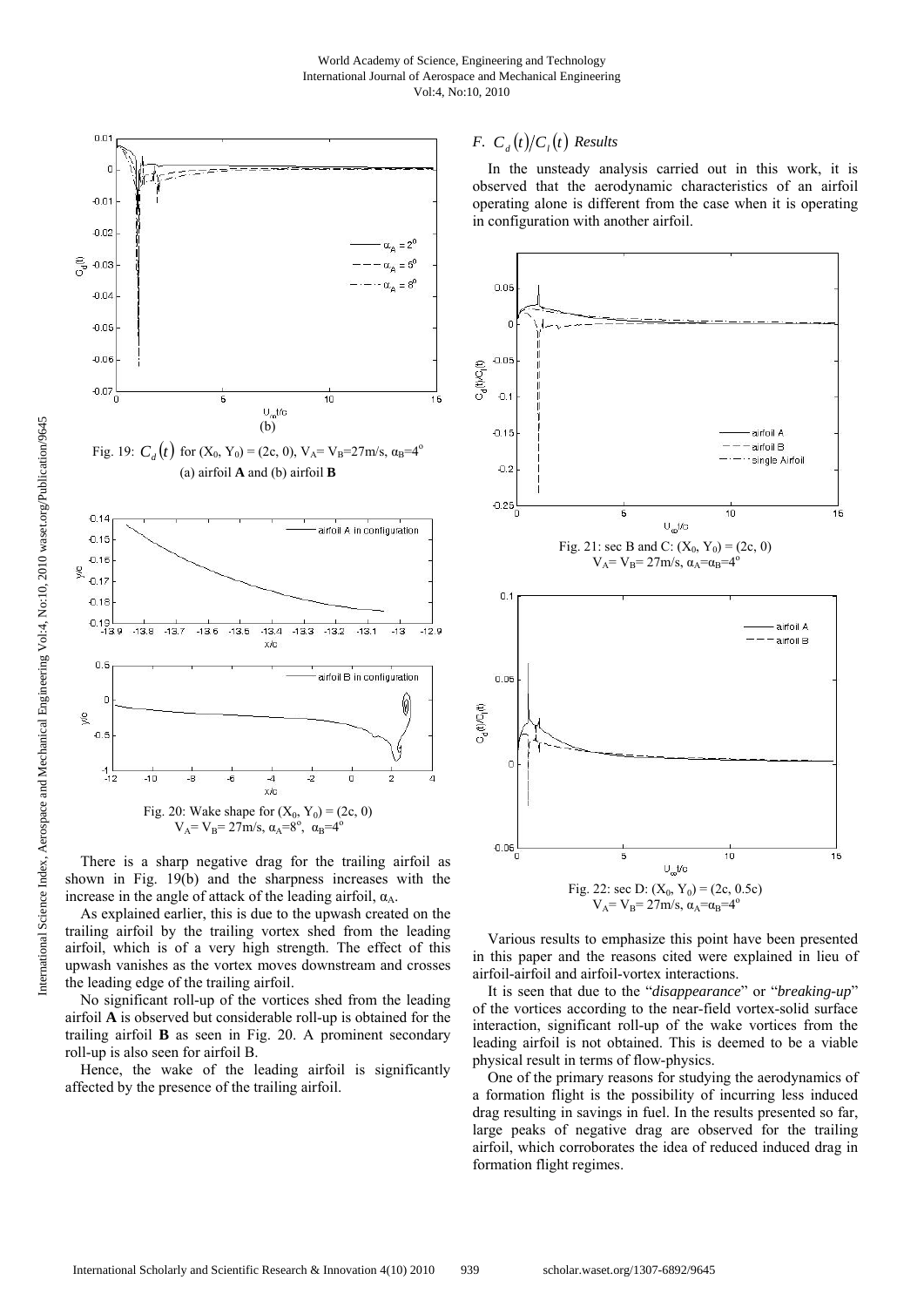Fig. 19: $C_d(t)$ for $(X_0, Y_0) = (2c, 0)$, $V_A = V_B = 27$m/s, $\alpha_B = 4^o$ (a) airfoil **A** and (b) airfoil **B**

Fig. 20: Wake shape for $(X_0, Y_0) = (2c, 0)$ $V_A = V_B = 27$m/s, $\alpha_A = 8^o$, $\alpha_B = 4^o$

There is a sharp negative drag for the trailing airfoil as shown in Fig. 19(b) and the sharpness increases with the increase in the angle of attack of the leading airfoil, $\alpha_A$.

As explained earlier, this is due to the upwash created on the trailing airfoil by the trailing vortex shed from the leading airfoil, which is of a very high strength. The effect of this upwash vanishes as the vortex moves downstream and crosses the leading edge of the trailing airfoil.

No significant roll-up of the vortices shed from the leading airfoil **A** is observed but considerable roll-up is obtained for the trailing airfoil **B** as seen in Fig. 20. A prominent secondary roll-up is also seen for airfoil B.

Hence, the wake of the leading airfoil is significantly affected by the presence of the trailing airfoil.

### *F. $C_d(t)/C_l(t)$ Results*

In the unsteady analysis carried out in this work, it is observed that the aerodynamic characteristics of an airfoil operating alone is different from the case when it is operating in configuration with another airfoil.

Fig. 21: sec B and C: $(X_0, Y_0) = (2c, 0)$ $V_A = V_B = 27$m/s, $\alpha_A = \alpha_B = 4^o$

Fig. 22: sec D: $(X_0, Y_0) = (2c, 0.5c)$ $V_A = V_B = 27$m/s, $\alpha_A = \alpha_B = 4^o$

Various results to emphasize this point have been presented in this paper and the reasons cited were explained in lieu of airfoil-airfoil and airfoil-vortex interactions.

It is seen that due to the "*disappearance*" or "*breaking-up*" of the vortices according to the near-field vortex-solid surface interaction, significant roll-up of the wake vortices from the leading airfoil is not obtained. This is deemed to be a viable physical result in terms of flow-physics.

One of the primary reasons for studying the aerodynamics of a formation flight is the possibility of incurring less induced drag resulting in savings in fuel. In the results presented so far, large peaks of negative drag are observed for the trailing airfoil, which corroborates the idea of reduced induced drag in formation flight regimes.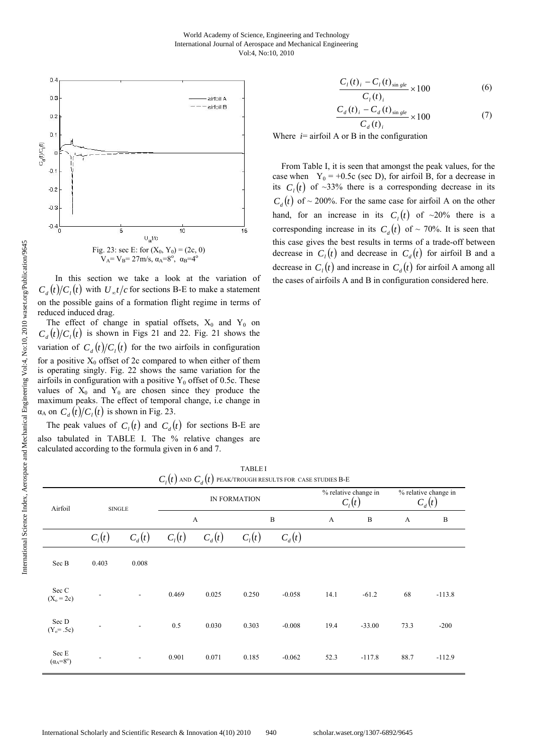Fig. 23: sec E: for $(X_0, Y_0) = (2c, 0)$
$V_A = V_B = 27$m/s, $\alpha_A=8^o$, $\alpha_B=4^o$

In this section we take a look at the variation of $C_d(t)/C_l(t)$ with $U_\infty t/c$ for sections B-E to make a statement on the possible gains of a formation flight regime in terms of reduced induced drag.

The effect of change in spatial offsets, $X_0$ and $Y_0$ on $C_d(t)/C_l(t)$ is shown in Figs 21 and 22. Fig. 21 shows the variation of $C_d(t)/C_l(t)$ for the two airfoils in configuration for a positive $X_0$ offset of 2c compared to when either of them is operating singly. Fig. 22 shows the same variation for the airfoils in configuration with a positive $Y_0$ offset of 0.5c. These values of $X_0$ and $Y_0$ are chosen since they produce the maximum peaks. The effect of temporal change, i.e change in $\alpha_A$ on $C_d(t)/C_l(t)$ is shown in Fig. 23.

The peak values of $C_l(t)$ and $C_d(t)$ for sections B-E are also tabulated in TABLE I. The % relative changes are calculated according to the formula given in 6 and 7.

$$\frac{C_l(t)_i - C_l(t)_{\sin gle}}{C_l(t)_i} \times 100 \tag{6}$$

$$\frac{C_d(t)_i - C_d(t)_{\sin gle}}{C_d(t)_i} \times 100 \tag{7}$$

Where $i$= airfoil A or B in the configuration

From Table I, it is seen that amongst the peak values, for the case when $Y_0 = +0.5c$ (sec D), for airfoil B, for a decrease in its $C_l(t)$ of ~33% there is a corresponding decrease in its $C_d(t)$ of ~ 200%. For the same case for airfoil A on the other hand, for an increase in its $C_l(t)$ of ~20% there is a corresponding increase in its $C_d(t)$ of ~ 70%. It is seen that this case gives the best results in terms of a trade-off between decrease in $C_l(t)$ and decrease in $C_d(t)$ for airfoil B and a decrease in $C_l(t)$ and increase in $C_d(t)$ for airfoil A among all the cases of airfoils A and B in configuration considered here.

TABLE I
$C_l(t)$ AND $C_d(t)$ PEAK/TROUGH RESULTS FOR CASE STUDIES B-E

| Airfoil | SINGLE | | IN FORMATION | | | | % relative change in $C_l(t)$ | | % relative change in $C_d(t)$ | |
|---|---|---|---|---|---|---|---|---|---|---|
| | | | A | | B | | A | B | A | B |
| | $C_l(t)$ | $C_d(t)$ | $C_l(t)$ | $C_d(t)$ | $C_l(t)$ | $C_d(t)$ | | | | |
| Sec B | 0.403 | 0.008 | | | | | | | | |
| Sec C ($X_o = 2c$) | - | - | 0.469 | 0.025 | 0.250 | -0.058 | 14.1 | -61.2 | 68 | -113.8 |
| Sec D ($Y_o= .5c$) | - | - | 0.5 | 0.030 | 0.303 | -0.008 | 19.4 | -33.00 | 73.3 | -200 |
| Sec E ($\alpha_A=8^o$) | - | - | 0.901 | 0.071 | 0.185 | -0.062 | 52.3 | -117.8 | 88.7 | -112.9 |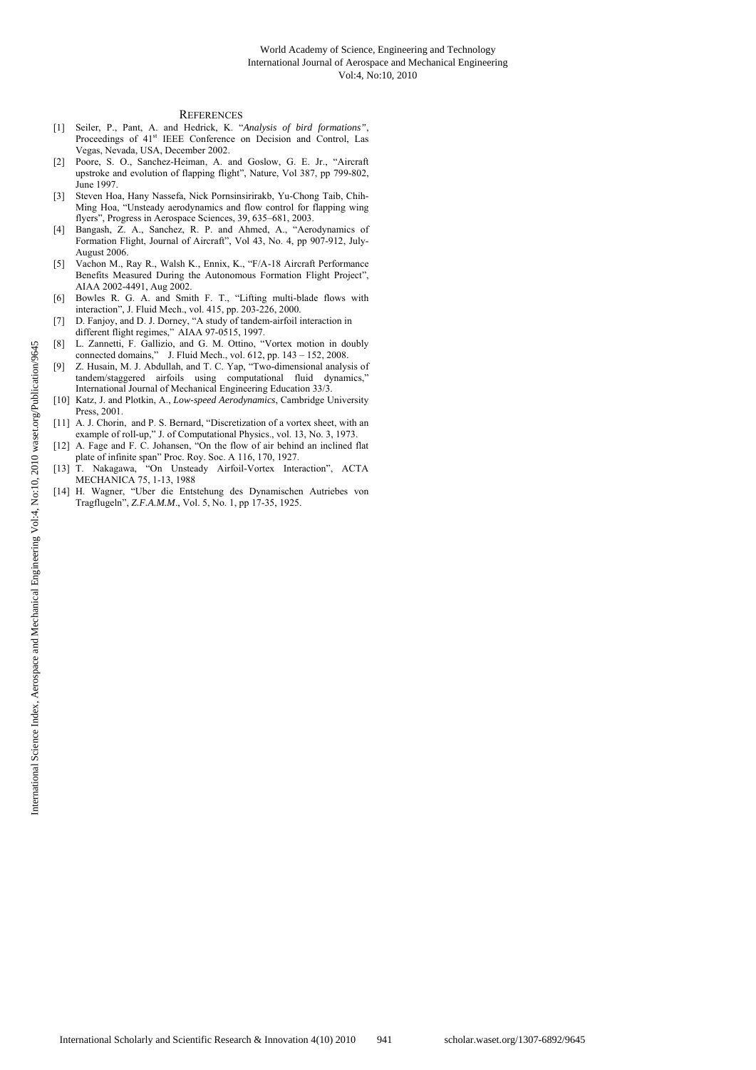## REFERENCES

[1] Seiler, P., Pant, A. and Hedrick, K. "*Analysis of bird formations"*, Proceedings of 41st IEEE Conference on Decision and Control, Las Vegas, Nevada, USA, December 2002.

[2] Poore, S. O., Sanchez-Heiman, A. and Goslow, G. E. Jr., "Aircraft upstroke and evolution of flapping flight", Nature, Vol 387, pp 799-802, June 1997.

[3] Steven Hoa, Hany Nassefa, Nick Pornsinsirirakb, Yu-Chong Taib, Chih-Ming Hoa, "Unsteady aerodynamics and flow control for flapping wing flyers", Progress in Aerospace Sciences, 39, 635–681, 2003.

[4] Bangash, Z. A., Sanchez, R. P. and Ahmed, A., "Aerodynamics of Formation Flight, Journal of Aircraft", Vol 43, No. 4, pp 907-912, July-August 2006.

[5] Vachon M., Ray R., Walsh K., Ennix, K., "F/A-18 Aircraft Performance Benefits Measured During the Autonomous Formation Flight Project", AIAA 2002-4491, Aug 2002.

[6] Bowles R. G. A. and Smith F. T., "Lifting multi-blade flows with interaction", J. Fluid Mech., vol. 415, pp. 203-226, 2000.

[7] D. Fanjoy, and D. J. Dorney, "A study of tandem-airfoil interaction in different flight regimes," AIAA 97-0515, 1997.

[8] L. Zannetti, F. Gallizio, and G. M. Ottino, "Vortex motion in doubly connected domains," J. Fluid Mech., vol. 612, pp. 143 – 152, 2008.

[9] Z. Husain, M. J. Abdullah, and T. C. Yap, "Two-dimensional analysis of tandem/staggered airfoils using computational fluid dynamics," International Journal of Mechanical Engineering Education 33/3.

[10] Katz, J. and Plotkin, A., *Low-speed Aerodynamics*, Cambridge University Press, 2001.

[11] A. J. Chorin, and P. S. Bernard, "Discretization of a vortex sheet, with an example of roll-up," J. of Computational Physics., vol. 13, No. 3, 1973.

[12] A. Fage and F. C. Johansen, "On the flow of air behind an inclined flat plate of infinite span" Proc. Roy. Soc. A 116, 170, 1927.

[13] T. Nakagawa, "On Unsteady Airfoil-Vortex Interaction", ACTA MECHANICA 75, 1-13, 1988

[14] H. Wagner, "Uber die Entstehung des Dynamischen Autriebes von Tragflugeln", *Z.F.A.M.M*., Vol. 5, No. 1, pp 17-35, 1925.